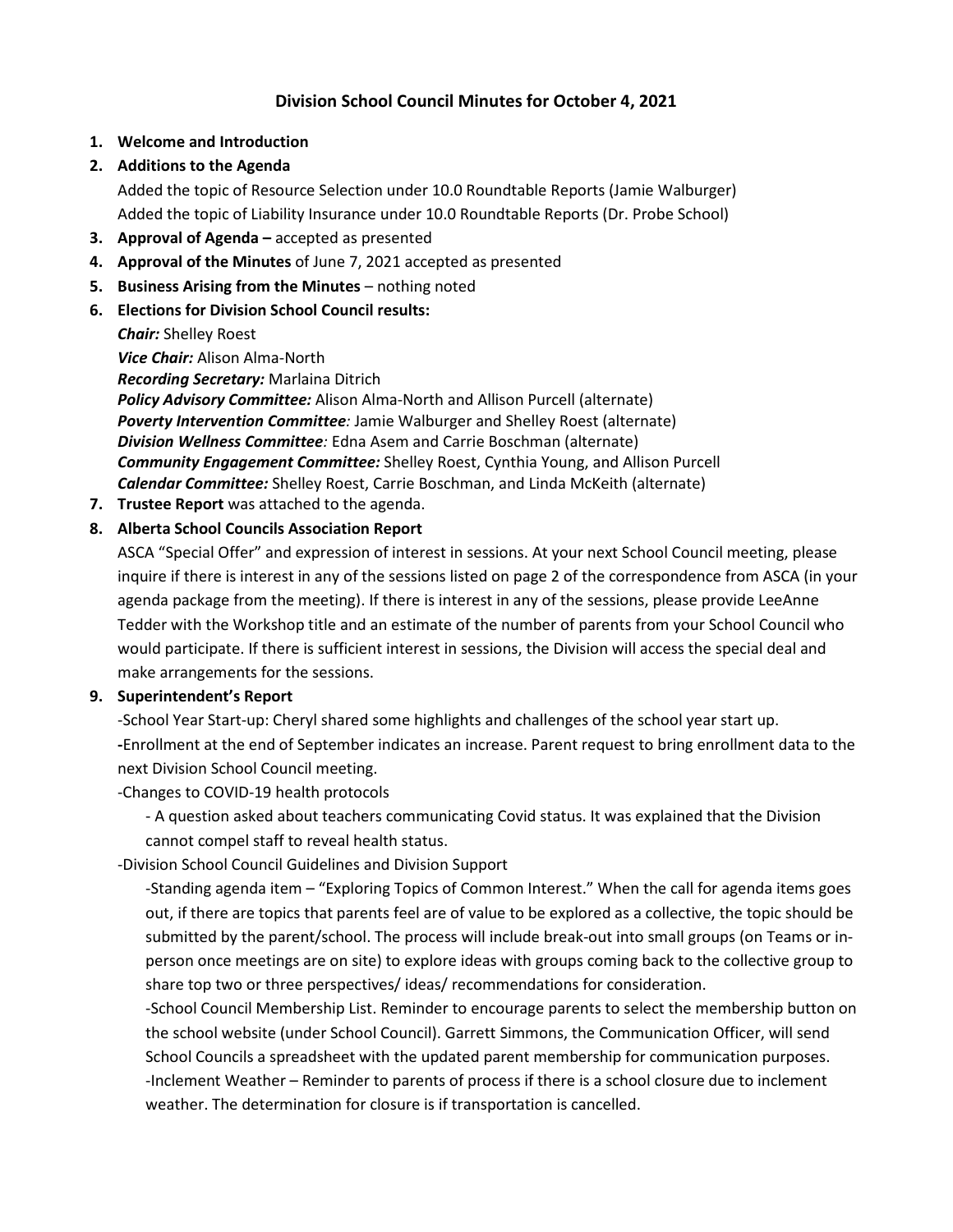# Division School Council Minutes for October 4, 2021

1. **Welcome and Introduction**
2. **Additions to the Agenda**

   Added the topic of Resource Selection under 10.0 Roundtable Reports (Jamie Walburger)

   Added the topic of Liability Insurance under 10.0 Roundtable Reports (Dr. Probe School)
3. **Approval of Agenda –** accepted as presented
4. **Approval of the Minutes** of June 7, 2021 accepted as presented
5. **Business Arising from the Minutes** – nothing noted
6. **Elections for Division School Council results:**

   ***Chair:*** Shelley Roest

   ***Vice Chair:*** Alison Alma-North

   ***Recording Secretary:*** Marlaina Ditrich

   ***Policy Advisory Committee:*** Alison Alma-North and Allison Purcell (alternate)

   ***Poverty Intervention Committee**:* Jamie Walburger and Shelley Roest (alternate)

   ***Division Wellness Committee**:* Edna Asem and Carrie Boschman (alternate)

   ***Community Engagement Committee:*** Shelley Roest, Cynthia Young, and Allison Purcell

   ***Calendar Committee:*** Shelley Roest, Carrie Boschman, and Linda McKeith (alternate)
7. **Trustee Report** was attached to the agenda.
8. **Alberta School Councils Association Report**

   ASCA "Special Offer" and expression of interest in sessions. At your next School Council meeting, please inquire if there is interest in any of the sessions listed on page 2 of the correspondence from ASCA (in your agenda package from the meeting). If there is interest in any of the sessions, please provide LeeAnne Tedder with the Workshop title and an estimate of the number of parents from your School Council who would participate. If there is sufficient interest in sessions, the Division will access the special deal and make arrangements for the sessions.
9. **Superintendent's Report**

   -School Year Start-up: Cheryl shared some highlights and challenges of the school year start up.

   **-**Enrollment at the end of September indicates an increase. Parent request to bring enrollment data to the next Division School Council meeting.

   -Changes to COVID-19 health protocols

   - A question asked about teachers communicating Covid status. It was explained that the Division cannot compel staff to reveal health status.

   -Division School Council Guidelines and Division Support

   -Standing agenda item – "Exploring Topics of Common Interest." When the call for agenda items goes out, if there are topics that parents feel are of value to be explored as a collective, the topic should be submitted by the parent/school. The process will include break-out into small groups (on Teams or in-person once meetings are on site) to explore ideas with groups coming back to the collective group to share top two or three perspectives/ ideas/ recommendations for consideration.

   -School Council Membership List. Reminder to encourage parents to select the membership button on the school website (under School Council). Garrett Simmons, the Communication Officer, will send School Councils a spreadsheet with the updated parent membership for communication purposes.

   -Inclement Weather – Reminder to parents of process if there is a school closure due to inclement weather. The determination for closure is if transportation is cancelled.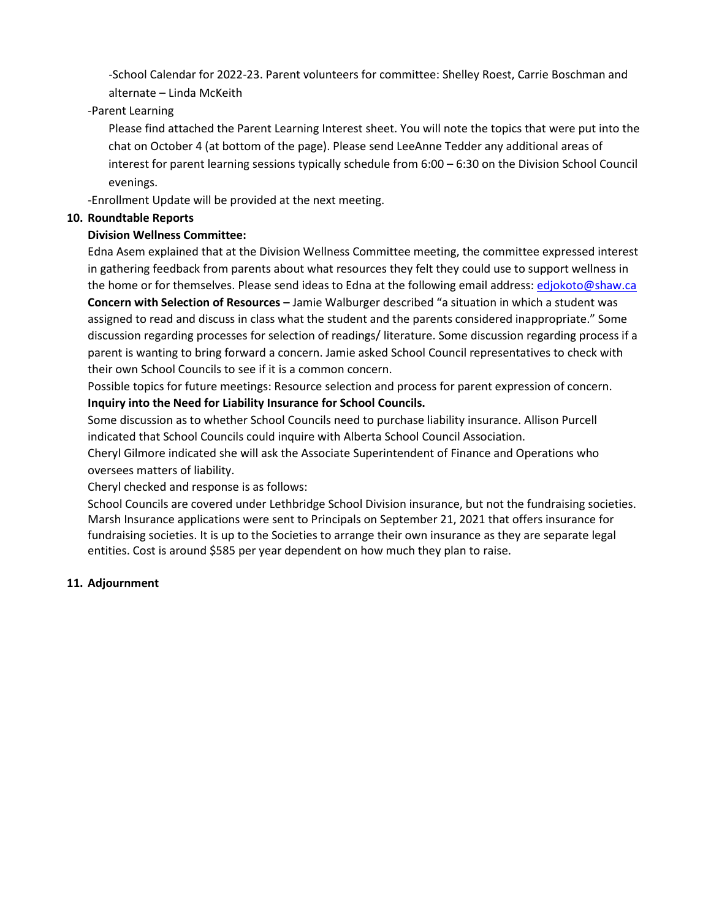-School Calendar for 2022-23. Parent volunteers for committee: Shelley Roest, Carrie Boschman and alternate – Linda McKeith

-Parent Learning

Please find attached the Parent Learning Interest sheet. You will note the topics that were put into the chat on October 4 (at bottom of the page). Please send LeeAnne Tedder any additional areas of interest for parent learning sessions typically schedule from 6:00 – 6:30 on the Division School Council evenings.

-Enrollment Update will be provided at the next meeting.

**10. Roundtable Reports**

**Division Wellness Committee:**

Edna Asem explained that at the Division Wellness Committee meeting, the committee expressed interest in gathering feedback from parents about what resources they felt they could use to support wellness in the home or for themselves. Please send ideas to Edna at the following email address: edjokoto@shaw.ca

**Concern with Selection of Resources –** Jamie Walburger described "a situation in which a student was assigned to read and discuss in class what the student and the parents considered inappropriate." Some discussion regarding processes for selection of readings/ literature. Some discussion regarding process if a parent is wanting to bring forward a concern. Jamie asked School Council representatives to check with their own School Councils to see if it is a common concern.

Possible topics for future meetings: Resource selection and process for parent expression of concern.

**Inquiry into the Need for Liability Insurance for School Councils.**

Some discussion as to whether School Councils need to purchase liability insurance. Allison Purcell indicated that School Councils could inquire with Alberta School Council Association.

Cheryl Gilmore indicated she will ask the Associate Superintendent of Finance and Operations who oversees matters of liability.

Cheryl checked and response is as follows:

School Councils are covered under Lethbridge School Division insurance, but not the fundraising societies. Marsh Insurance applications were sent to Principals on September 21, 2021 that offers insurance for fundraising societies. It is up to the Societies to arrange their own insurance as they are separate legal entities. Cost is around $585 per year dependent on how much they plan to raise.

**11. Adjournment**